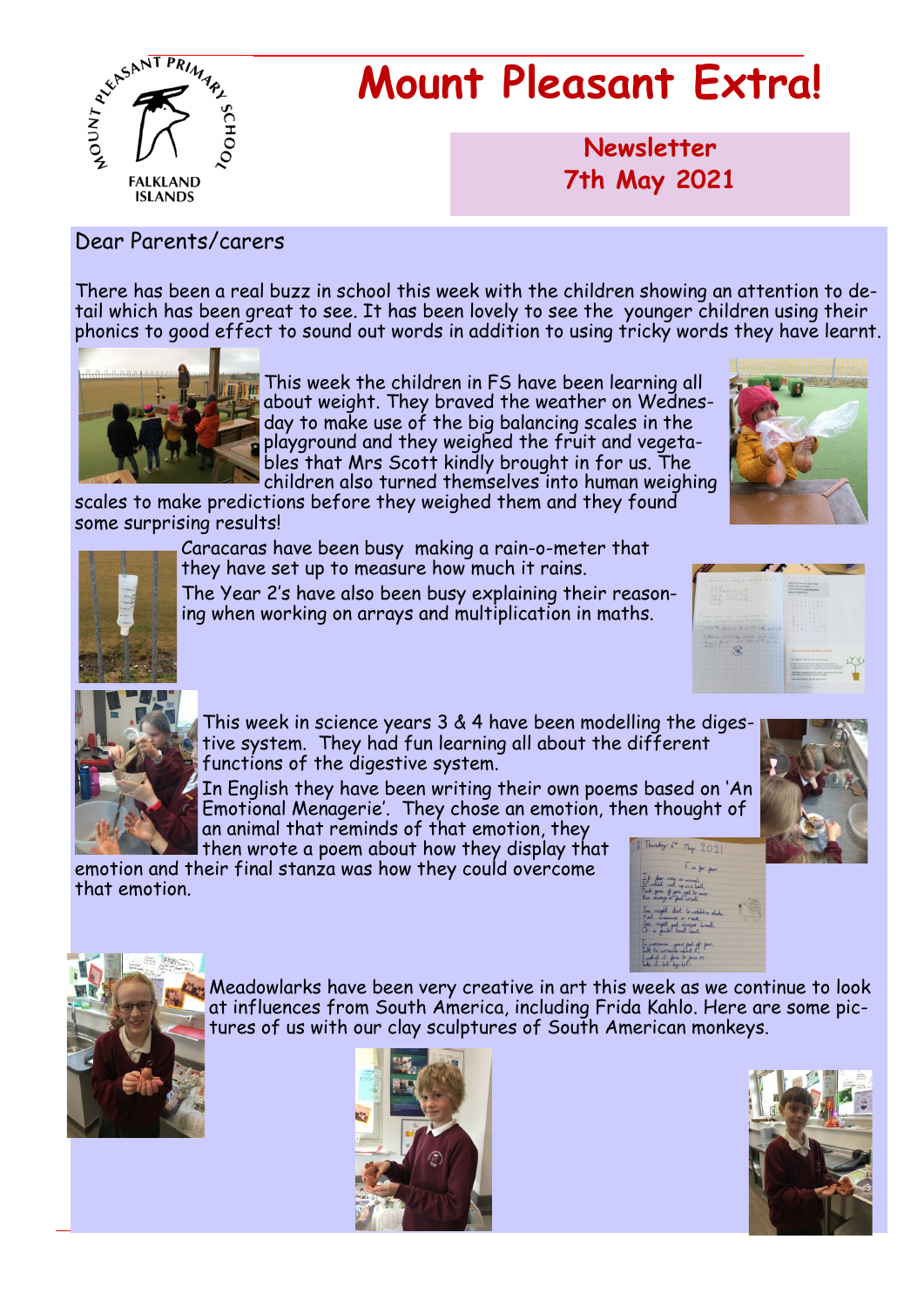MOUNT PLEASANT PRIMARY SCHOOL
FALKLAND ISLANDS

# Mount Pleasant Extra!

## Newsletter
## 7th May 2021

Dear Parents/carers

There has been a real buzz in school this week with the children showing an attention to detail which has been great to see. It has been lovely to see the younger children using their phonics to good effect to sound out words in addition to using tricky words they have learnt.

This week the children in FS have been learning all about weight. They braved the weather on Wednesday to make use of the big balancing scales in the playground and they weighed the fruit and vegetables that Mrs Scott kindly brought in for us. The children also turned themselves into human weighing scales to make predictions before they weighed them and they found some surprising results!

Caracaras have been busy making a rain-o-meter that they have set up to measure how much it rains.

The Year 2's have also been busy explaining their reasoning when working on arrays and multiplication in maths.

This week in science years 3 & 4 have been modelling the digestive system. They had fun learning all about the different functions of the digestive system.

In English they have been writing their own poems based on 'An Emotional Menagerie'. They chose an emotion, then thought of an animal that reminds of that emotion, they then wrote a poem about how they display that emotion and their final stanza was how they could overcome that emotion.

Meadowlarks have been very creative in art this week as we continue to look at influences from South America, including Frida Kahlo. Here are some pictures of us with our clay sculptures of South American monkeys.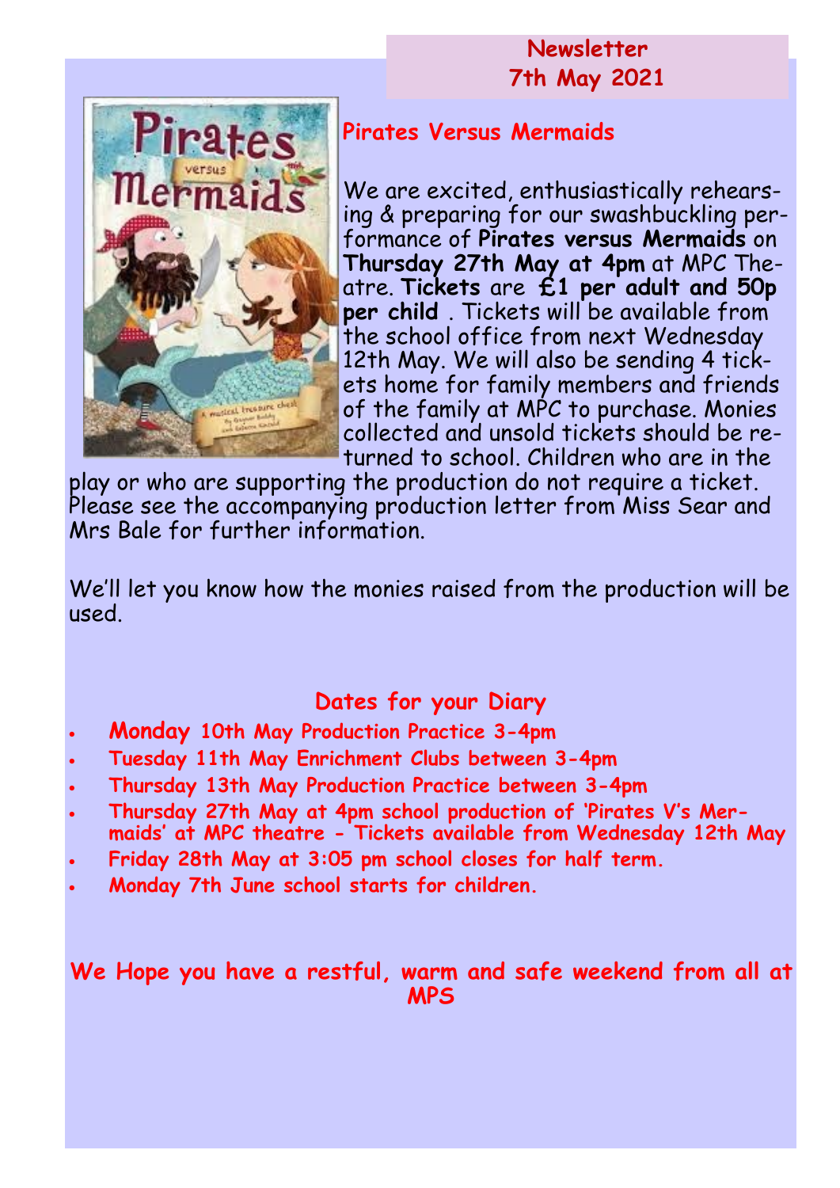**Newsletter**
**7th May 2021**

## Pirates Versus Mermaids

We are excited, enthusiastically rehearsing & preparing for our swashbuckling performance of **Pirates versus Mermaids** on **Thursday 27th May at 4pm** at MPC Theatre. **Tickets** are **£1 per adult and 50p per child** . Tickets will be available from the school office from next Wednesday 12th May. We will also be sending 4 tickets home for family members and friends of the family at MPC to purchase. Monies collected and unsold tickets should be returned to school. Children who are in the play or who are supporting the production do not require a ticket. Please see the accompanying production letter from Miss Sear and Mrs Bale for further information.

We'll let you know how the monies raised from the production will be used.

## Dates for your Diary

- **Monday 10th May Production Practice 3-4pm**
- **Tuesday 11th May Enrichment Clubs between 3-4pm**
- **Thursday 13th May Production Practice between 3-4pm**
- **Thursday 27th May at 4pm school production of 'Pirates V's Mermaids' at MPC theatre - Tickets available from Wednesday 12th May**
- **Friday 28th May at 3:05 pm school closes for half term.**
- **Monday 7th June school starts for children.**

**We Hope you have a restful, warm and safe weekend from all at MPS**